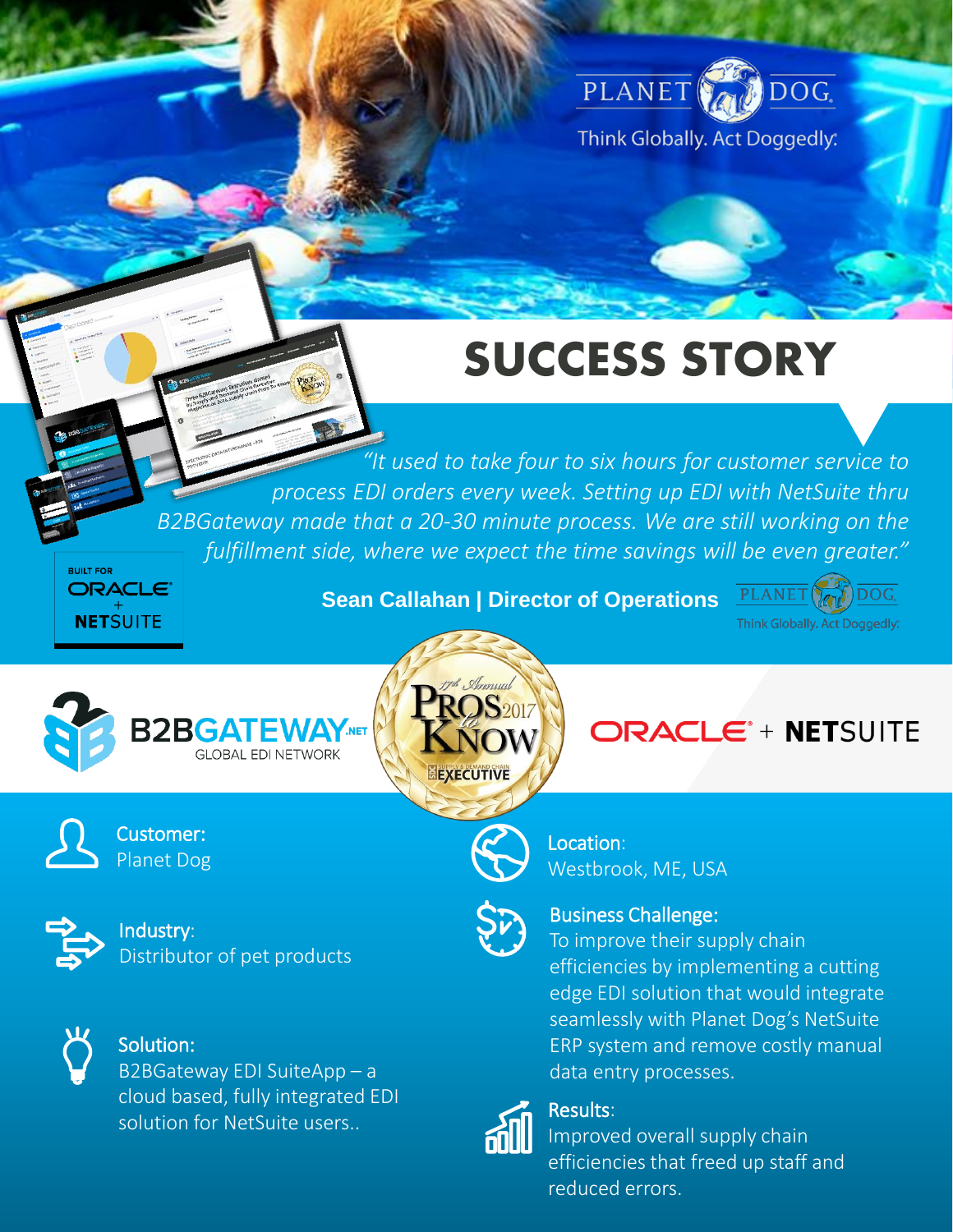PLANET DOG

Think Globally. Act Doggedly.

# SUCCESS STORY

*"It used to take four to six hours for customer service to process EDI orders every week. Setting up EDI with NetSuite thru B2BGateway made that a 20-30 minute process. We are still working on the fulfillment side, where we expect the time savings will be even greater."*

**Sean Callahan | Director of Operations**

BUILT FOR ORACLE + NETSUITE

B2BGATEWAY.NET GLOBAL EDI NETWORK

17th Annual Pros to Know 2017 SUPPLY & DEMAND CHAIN EXECUTIVE

ORACLE + NETSUITE

**Customer:**
Planet Dog

**Industry:**
Distributor of pet products

**Solution:**
B2BGateway EDI SuiteApp – a cloud based, fully integrated EDI solution for NetSuite users..

**Location:**
Westbrook, ME, USA

**Business Challenge:**
To improve their supply chain efficiencies by implementing a cutting edge EDI solution that would integrate seamlessly with Planet Dog's NetSuite ERP system and remove costly manual data entry processes.

**Results:**
Improved overall supply chain efficiencies that freed up staff and reduced errors.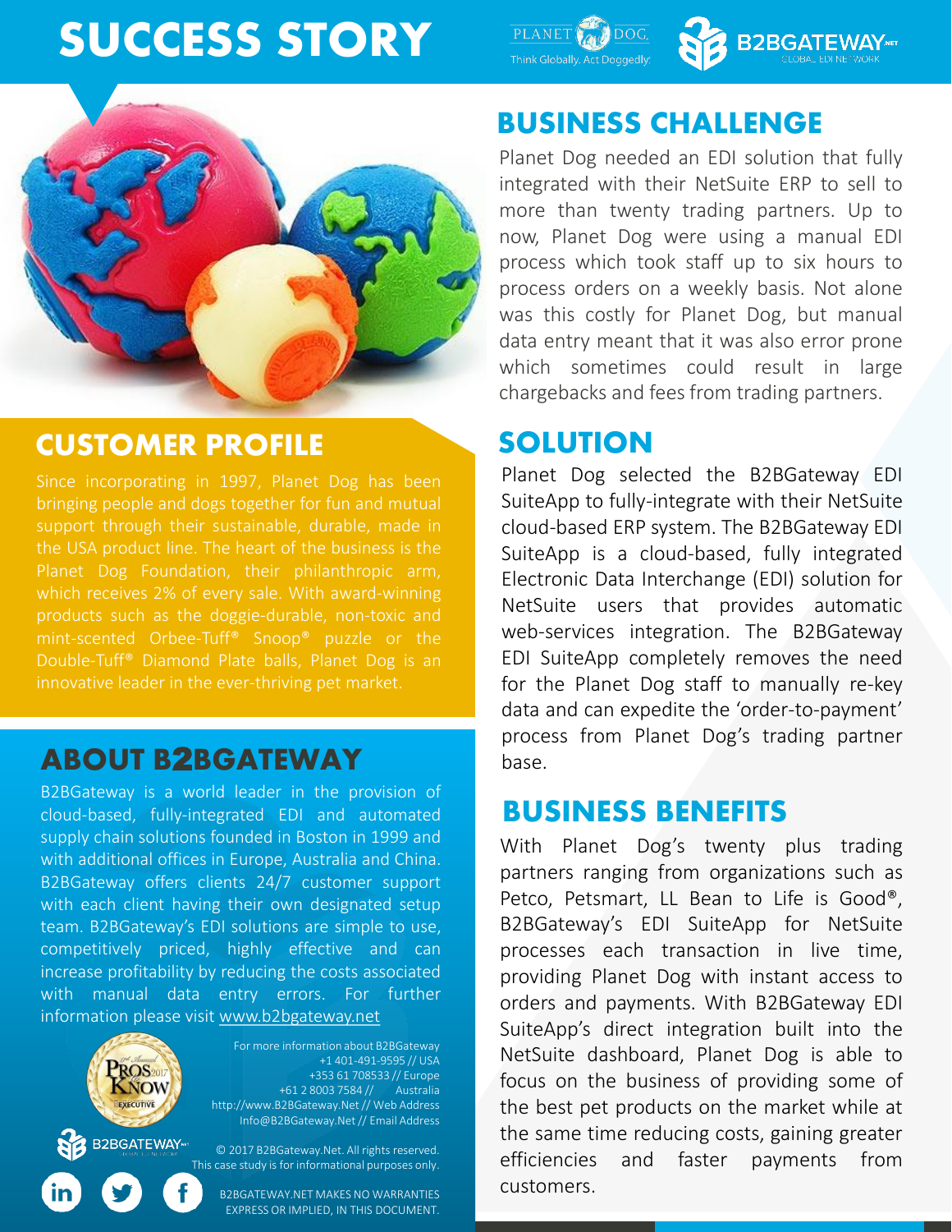# SUCCESS STORY

PLANET DOG
Think Globally. Act Doggedly.

B2BGATEWAY.NET
GLOBAL EDI NETWORK

## CUSTOMER PROFILE

Since incorporating in 1997, Planet Dog has been bringing people and dogs together for fun and mutual support through their sustainable, durable, made in the USA product line. The heart of the business is the Planet Dog Foundation, their philanthropic arm, which receives 2% of every sale. With award-winning products such as the doggie-durable, non-toxic and mint-scented Orbee-Tuff® Snoop® puzzle or the Double-Tuff® Diamond Plate balls, Planet Dog is an innovative leader in the ever-thriving pet market.

## ABOUT B2BGATEWAY

B2BGateway is a world leader in the provision of cloud-based, fully-integrated EDI and automated supply chain solutions founded in Boston in 1999 and with additional offices in Europe, Australia and China. B2BGateway offers clients 24/7 customer support with each client having their own designated setup team. B2BGateway's EDI solutions are simple to use, competitively priced, highly effective and can increase profitability by reducing the costs associated with manual data entry errors. For further information please visit www.b2bgateway.net

For more information about B2BGateway
+1 401-491-9595 // USA
+353 61 708533 // Europe
+61 2 8003 7584 // Australia
http://www.B2BGateway.Net // Web Address
Info@B2BGateway.Net // Email Address

© 2017 B2BGateway.Net. All rights reserved.
This case study is for informational purposes only.

B2BGATEWAY.NET MAKES NO WARRANTIES EXPRESS OR IMPLIED, IN THIS DOCUMENT.

## BUSINESS CHALLENGE

Planet Dog needed an EDI solution that fully integrated with their NetSuite ERP to sell to more than twenty trading partners. Up to now, Planet Dog were using a manual EDI process which took staff up to six hours to process orders on a weekly basis. Not alone was this costly for Planet Dog, but manual data entry meant that it was also error prone which sometimes could result in large chargebacks and fees from trading partners.

## SOLUTION

Planet Dog selected the B2BGateway EDI SuiteApp to fully-integrate with their NetSuite cloud-based ERP system. The B2BGateway EDI SuiteApp is a cloud-based, fully integrated Electronic Data Interchange (EDI) solution for NetSuite users that provides automatic web-services integration. The B2BGateway EDI SuiteApp completely removes the need for the Planet Dog staff to manually re-key data and can expedite the 'order-to-payment' process from Planet Dog's trading partner base.

## BUSINESS BENEFITS

With Planet Dog's twenty plus trading partners ranging from organizations such as Petco, Petsmart, LL Bean to Life is Good®, B2BGateway's EDI SuiteApp for NetSuite processes each transaction in live time, providing Planet Dog with instant access to orders and payments. With B2BGateway EDI SuiteApp's direct integration built into the NetSuite dashboard, Planet Dog is able to focus on the business of providing some of the best pet products on the market while at the same time reducing costs, gaining greater efficiencies and faster payments from customers.